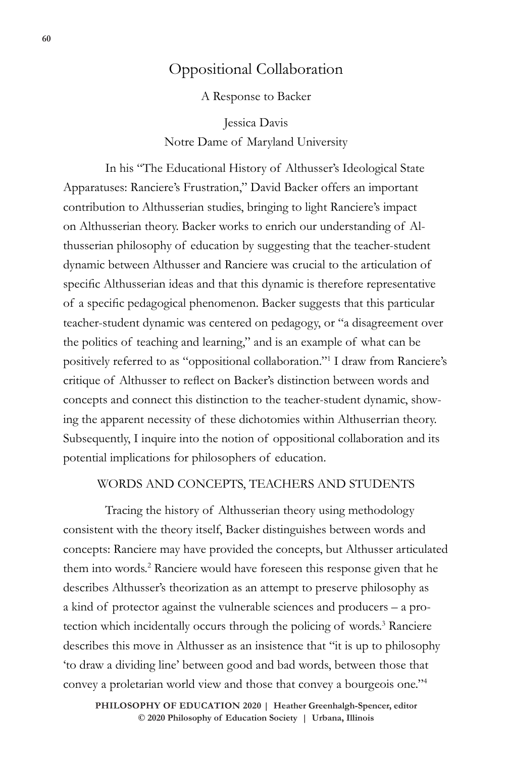# Oppositional Collaboration

A Response to Backer

Jessica Davis
Notre Dame of Maryland University

In his "The Educational History of Althusser's Ideological State Apparatuses: Ranciere's Frustration," David Backer offers an important contribution to Althusserian studies, bringing to light Ranciere's impact on Althusserian theory. Backer works to enrich our understanding of Althusserian philosophy of education by suggesting that the teacher-student dynamic between Althusser and Ranciere was crucial to the articulation of specific Althusserian ideas and that this dynamic is therefore representative of a specific pedagogical phenomenon. Backer suggests that this particular teacher-student dynamic was centered on pedagogy, or "a disagreement over the politics of teaching and learning," and is an example of what can be positively referred to as "oppositional collaboration."[1] I draw from Ranciere's critique of Althusser to reflect on Backer's distinction between words and concepts and connect this distinction to the teacher-student dynamic, showing the apparent necessity of these dichotomies within Althuserrian theory. Subsequently, I inquire into the notion of oppositional collaboration and its potential implications for philosophers of education.

## WORDS AND CONCEPTS, TEACHERS AND STUDENTS

Tracing the history of Althusserian theory using methodology consistent with the theory itself, Backer distinguishes between words and concepts: Ranciere may have provided the concepts, but Althusser articulated them into words.[2] Ranciere would have foreseen this response given that he describes Althusser's theorization as an attempt to preserve philosophy as a kind of protector against the vulnerable sciences and producers – a protection which incidentally occurs through the policing of words.[3] Ranciere describes this move in Althusser as an insistence that "it is up to philosophy 'to draw a dividing line' between good and bad words, between those that convey a proletarian world view and those that convey a bourgeois one."[4]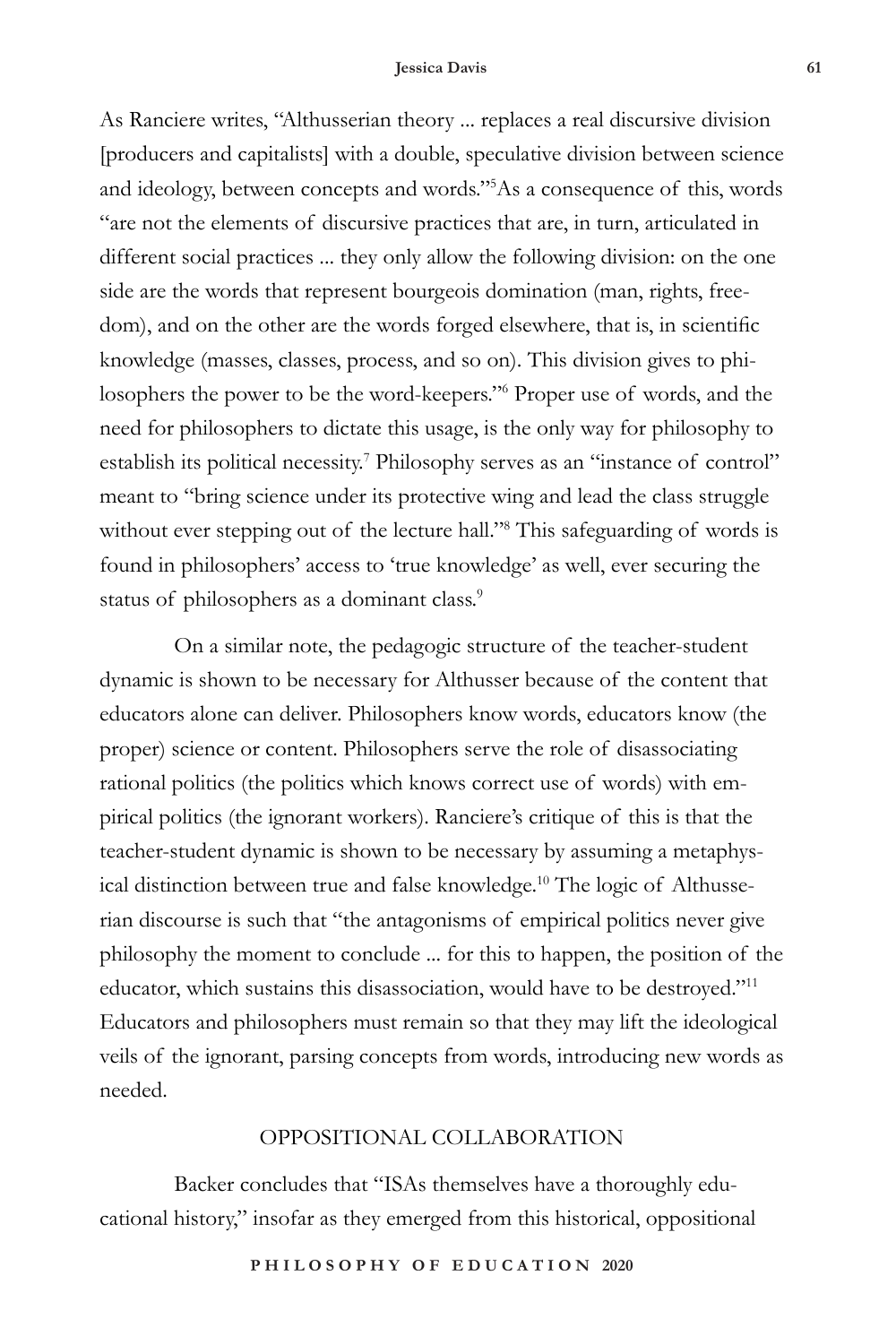As Ranciere writes, "Althusserian theory ... replaces a real discursive division [producers and capitalists] with a double, speculative division between science and ideology, between concepts and words."[5] As a consequence of this, words "are not the elements of discursive practices that are, in turn, articulated in different social practices ... they only allow the following division: on the one side are the words that represent bourgeois domination (man, rights, freedom), and on the other are the words forged elsewhere, that is, in scientific knowledge (masses, classes, process, and so on). This division gives to philosophers the power to be the word-keepers."[6] Proper use of words, and the need for philosophers to dictate this usage, is the only way for philosophy to establish its political necessity.[7] Philosophy serves as an "instance of control" meant to "bring science under its protective wing and lead the class struggle without ever stepping out of the lecture hall."[8] This safeguarding of words is found in philosophers' access to 'true knowledge' as well, ever securing the status of philosophers as a dominant class.[9]

On a similar note, the pedagogic structure of the teacher-student dynamic is shown to be necessary for Althusser because of the content that educators alone can deliver. Philosophers know words, educators know (the proper) science or content. Philosophers serve the role of disassociating rational politics (the politics which knows correct use of words) with empirical politics (the ignorant workers). Ranciere's critique of this is that the teacher-student dynamic is shown to be necessary by assuming a metaphysical distinction between true and false knowledge.[10] The logic of Althusserian discourse is such that "the antagonisms of empirical politics never give philosophy the moment to conclude ... for this to happen, the position of the educator, which sustains this disassociation, would have to be destroyed."[11] Educators and philosophers must remain so that they may lift the ideological veils of the ignorant, parsing concepts from words, introducing new words as needed.

## OPPOSITIONAL COLLABORATION

Backer concludes that "ISAs themselves have a thoroughly educational history," insofar as they emerged from this historical, oppositional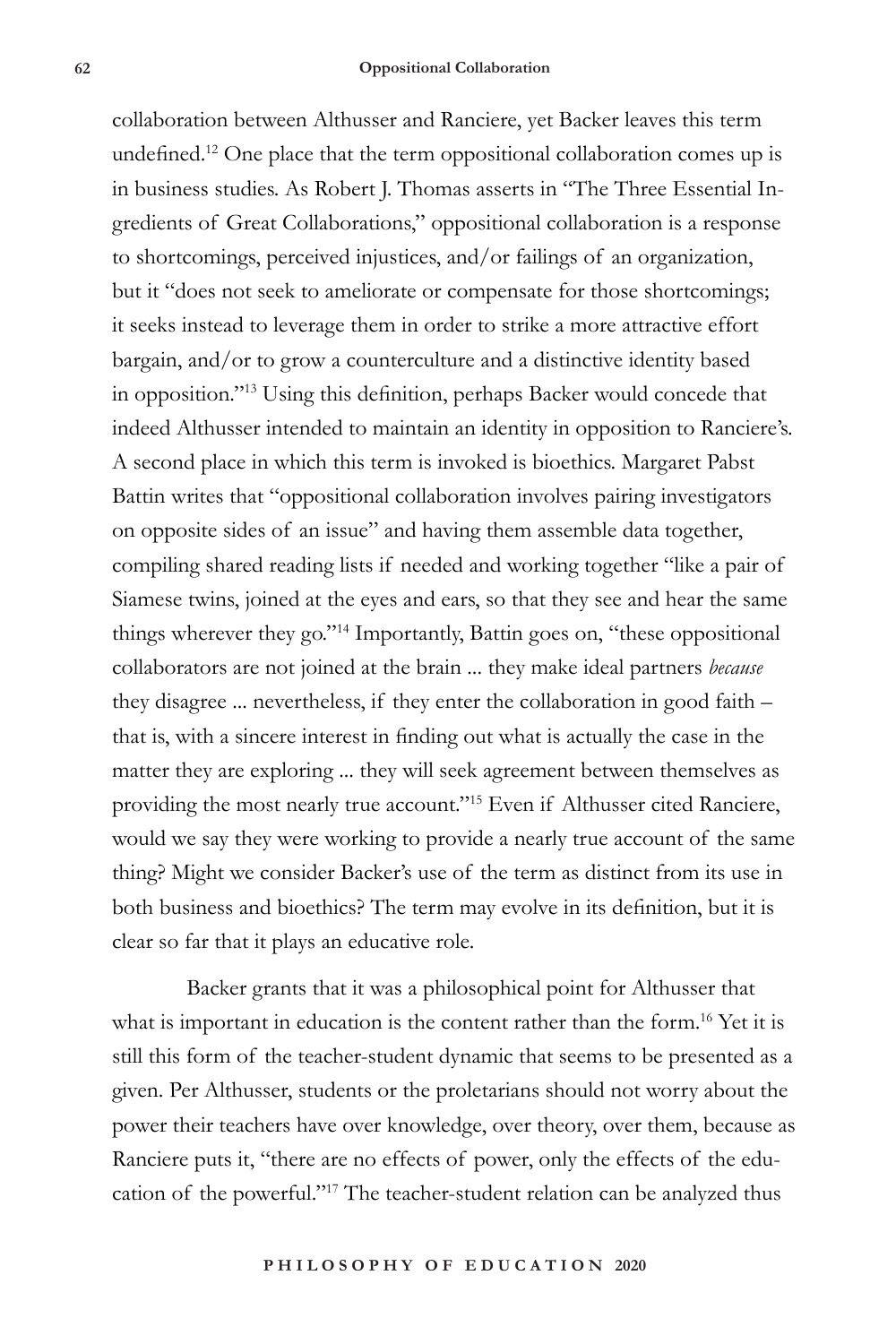collaboration between Althusser and Ranciere, yet Backer leaves this term undefined.[12] One place that the term oppositional collaboration comes up is in business studies. As Robert J. Thomas asserts in "The Three Essential Ingredients of Great Collaborations," oppositional collaboration is a response to shortcomings, perceived injustices, and/or failings of an organization, but it "does not seek to ameliorate or compensate for those shortcomings; it seeks instead to leverage them in order to strike a more attractive effort bargain, and/or to grow a counterculture and a distinctive identity based in opposition."[13] Using this definition, perhaps Backer would concede that indeed Althusser intended to maintain an identity in opposition to Ranciere's. A second place in which this term is invoked is bioethics. Margaret Pabst Battin writes that "oppositional collaboration involves pairing investigators on opposite sides of an issue" and having them assemble data together, compiling shared reading lists if needed and working together "like a pair of Siamese twins, joined at the eyes and ears, so that they see and hear the same things wherever they go."[14] Importantly, Battin goes on, "these oppositional collaborators are not joined at the brain ... they make ideal partners *because* they disagree ... nevertheless, if they enter the collaboration in good faith – that is, with a sincere interest in finding out what is actually the case in the matter they are exploring ... they will seek agreement between themselves as providing the most nearly true account."[15] Even if Althusser cited Ranciere, would we say they were working to provide a nearly true account of the same thing? Might we consider Backer's use of the term as distinct from its use in both business and bioethics? The term may evolve in its definition, but it is clear so far that it plays an educative role.

Backer grants that it was a philosophical point for Althusser that what is important in education is the content rather than the form.[16] Yet it is still this form of the teacher-student dynamic that seems to be presented as a given. Per Althusser, students or the proletarians should not worry about the power their teachers have over knowledge, over theory, over them, because as Ranciere puts it, "there are no effects of power, only the effects of the education of the powerful."[17] The teacher-student relation can be analyzed thus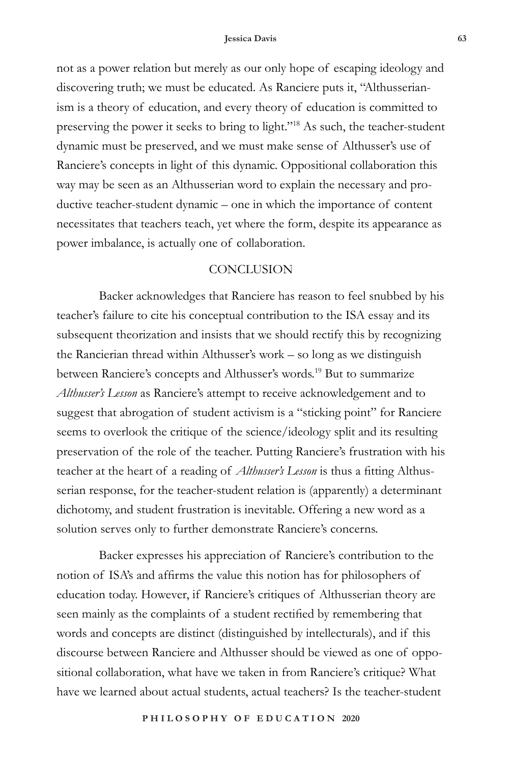not as a power relation but merely as our only hope of escaping ideology and discovering truth; we must be educated. As Ranciere puts it, "Althusserianism is a theory of education, and every theory of education is committed to preserving the power it seeks to bring to light."[18] As such, the teacher-student dynamic must be preserved, and we must make sense of Althusser's use of Ranciere's concepts in light of this dynamic. Oppositional collaboration this way may be seen as an Althusserian word to explain the necessary and productive teacher-student dynamic – one in which the importance of content necessitates that teachers teach, yet where the form, despite its appearance as power imbalance, is actually one of collaboration.

## CONCLUSION

Backer acknowledges that Ranciere has reason to feel snubbed by his teacher's failure to cite his conceptual contribution to the ISA essay and its subsequent theorization and insists that we should rectify this by recognizing the Rancierian thread within Althusser's work – so long as we distinguish between Ranciere's concepts and Althusser's words.[19] But to summarize *Althusser's Lesson* as Ranciere's attempt to receive acknowledgement and to suggest that abrogation of student activism is a "sticking point" for Ranciere seems to overlook the critique of the science/ideology split and its resulting preservation of the role of the teacher. Putting Ranciere's frustration with his teacher at the heart of a reading of *Althusser's Lesson* is thus a fitting Althusserian response, for the teacher-student relation is (apparently) a determinant dichotomy, and student frustration is inevitable. Offering a new word as a solution serves only to further demonstrate Ranciere's concerns.

Backer expresses his appreciation of Ranciere's contribution to the notion of ISA's and affirms the value this notion has for philosophers of education today. However, if Ranciere's critiques of Althusserian theory are seen mainly as the complaints of a student rectified by remembering that words and concepts are distinct (distinguished by intellecturals), and if this discourse between Ranciere and Althusser should be viewed as one of oppositional collaboration, what have we taken in from Ranciere's critique? What have we learned about actual students, actual teachers? Is the teacher-student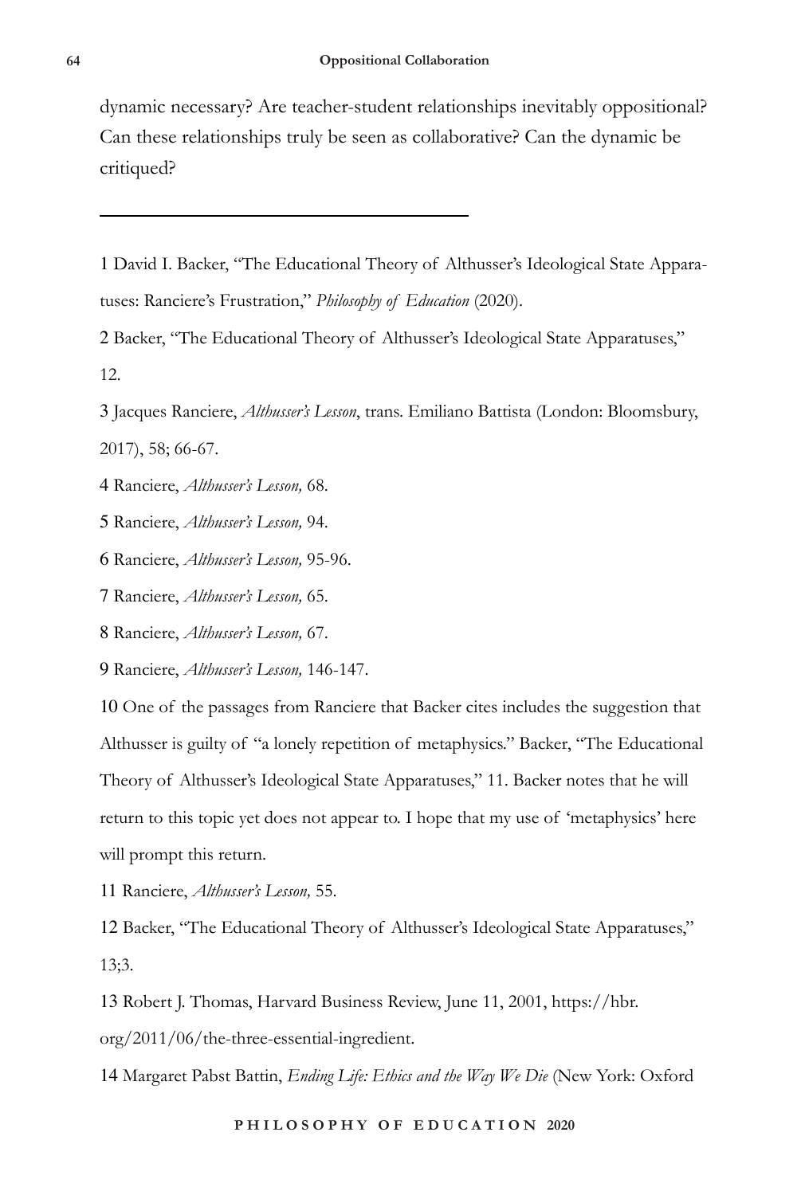dynamic necessary? Are teacher-student relationships inevitably oppositional? Can these relationships truly be seen as collaborative? Can the dynamic be critiqued?

---

1 David I. Backer, "The Educational Theory of Althusser's Ideological State Apparatuses: Ranciere's Frustration," *Philosophy of Education* (2020).

2 Backer, "The Educational Theory of Althusser's Ideological State Apparatuses," 12.

3 Jacques Ranciere, *Althusser's Lesson*, trans. Emiliano Battista (London: Bloomsbury, 2017), 58; 66-67.

4 Ranciere, *Althusser's Lesson,* 68.

5 Ranciere, *Althusser's Lesson,* 94.

6 Ranciere, *Althusser's Lesson,* 95-96.

7 Ranciere, *Althusser's Lesson,* 65.

8 Ranciere, *Althusser's Lesson,* 67.

9 Ranciere, *Althusser's Lesson,* 146-147.

10 One of the passages from Ranciere that Backer cites includes the suggestion that Althusser is guilty of "a lonely repetition of metaphysics." Backer, "The Educational Theory of Althusser's Ideological State Apparatuses," 11. Backer notes that he will return to this topic yet does not appear to. I hope that my use of 'metaphysics' here will prompt this return.

11 Ranciere, *Althusser's Lesson,* 55.

12 Backer, "The Educational Theory of Althusser's Ideological State Apparatuses," 13;3.

13 Robert J. Thomas, Harvard Business Review, June 11, 2001, https://hbr.org/2011/06/the-three-essential-ingredient.

14 Margaret Pabst Battin, *Ending Life: Ethics and the Way We Die* (New York: Oxford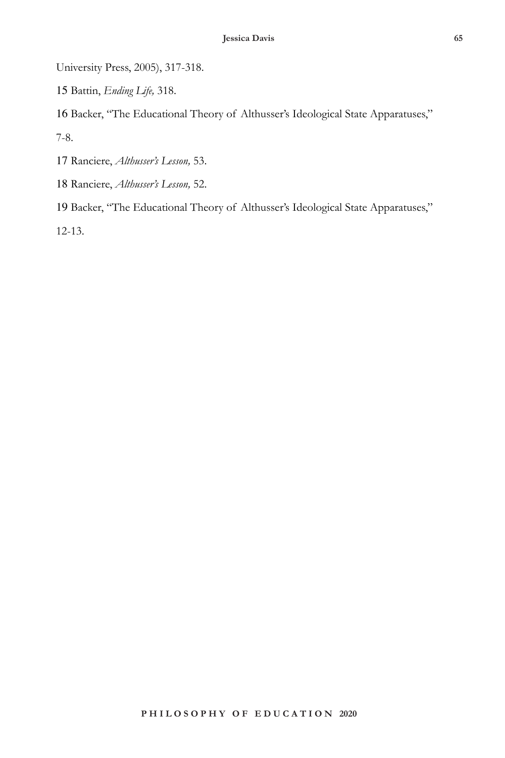University Press, 2005), 317-318.

15 Battin, *Ending Life,* 318.

16 Backer, "The Educational Theory of Althusser's Ideological State Apparatuses," 7-8.

17 Ranciere, *Althusser's Lesson,* 53.

18 Ranciere, *Althusser's Lesson,* 52.

19 Backer, "The Educational Theory of Althusser's Ideological State Apparatuses," 12-13.